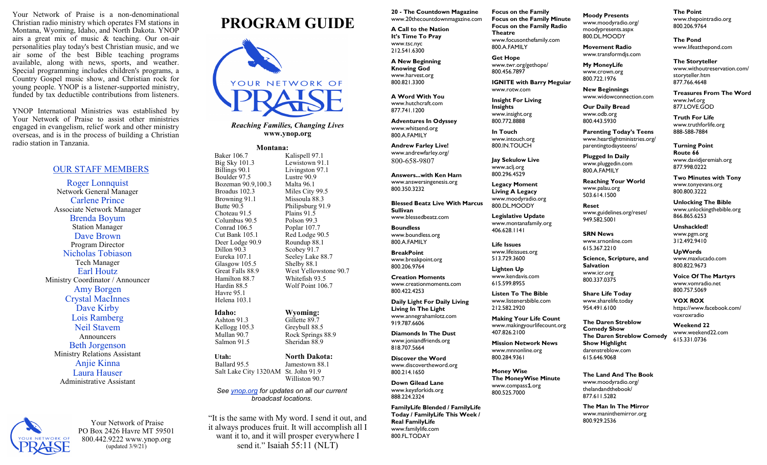Your Network of Praise is a non-denominational Christian radio ministry which operates FM stations in Montana, Wyoming, Idaho, and North Dakota. YNOP airs a great mix of music & teaching. Our on-air personalities play today's best Christian music, and we air some of the best Bible teaching programs available, along with news, sports, and weather. Special programming includes children's programs, a Country Gospel music show, and Christian rock for young people. YNOP is a listener-supported ministry, funded by tax deductible contributions from listeners.

YNOP International Ministries was established by Your Network of Praise to assist other ministries engaged in evangelism, relief work and other ministry overseas, and is in the process of building a Christian radio station in Tanzania.

## OUR STAFF MEMBERS

Roger Lonnquist
Network General Manager

Carlene Prince
Associate Network Manager

Brenda Boyum
Station Manager

Dave Brown
Program Director

Nicholas Tobiason
Tech Manager

Earl Houtz
Ministry Coordinator / Announcer

Amy Borgen
Crystal MacInnes
Dave Kirby
Lois Ramberg
Neil Stavem
Announcers

Beth Jorgenson
Ministry Relations Assistant

Anjie Kinna
Laura Hauser
Administrative Assistant

Your Network of Praise
PO Box 2426 Havre MT 59501
800.442.9222 www.ynop.org
(updated 3/9/21)

# PROGRAM GUIDE

YOUR NETWORK OF PRAISE

*Reaching Families, Changing Lives*
**www.ynop.org**

**Montana:**

Baker 106.7
Big Sky 101.3
Billings 90.1
Boulder 97.5
Bozeman 90.9,100.3
Broadus 102.3
Browning 91.1
Butte 90.5
Choteau 91.5
Columbus 90.5
Conrad 106.5
Cut Bank 105.1
Deer Lodge 90.9
Dillon 90.3
Eureka 107.1
Glasgow 105.5
Great Falls 88.9
Hamilton 88.7
Hardin 88.5
Havre 95.1
Helena 103.1
Kalispell 97.1
Lewistown 91.1
Livingston 97.1
Lustre 90.9
Malta 96.1
Miles City 99.5
Missoula 88.3
Philipsburg 91.9
Plains 91.5
Polson 99.3
Poplar 107.7
Red Lodge 90.5
Roundup 88.1
Scobey 91.7
Seeley Lake 88.7
Shelby 88.1
West Yellowstone 90.7
Whitefish 93.5
Wolf Point 106.7

**Idaho:**

Ashton 91.3
Kellogg 105.3
Mullan 90.7
Salmon 91.5

**Wyoming:**

Gillette 89.7
Greybull 88.5
Rock Springs 88.9
Sheridan 88.9

**Utah:**

Ballard 95.5
Salt Lake City 1320AM

**North Dakota:**

Jamestown 88.1
St. John 91.9
Williston 90.7

*See ynop.org for updates on all our current broadcast locations.*

"It is the same with My word. I send it out, and it always produces fruit. It will accomplish all I want it to, and it will prosper everywhere I send it." Isaiah 55:11 (NLT)

**20 - The Countdown Magazine**
www.20thecountdownmagazine.com

**A Call to the Nation**
**It's Time To Pray**
www.tsc.nyc
212.541.6300

**A New Beginning**
**Knowing God**
www.harvest.org
800.821.3300

**A Word With You**
www.hutchcraft.com
877.741.1200

**Adventures In Odyssey**
www.whitsend.org
800.A.FAMILY

**Andrew Farley Live!**
www.andrewfarley.org/
800-658-9807

**Answers...with Ken Ham**
www.answersingenesis.org
800.350.3232

**Blessed Beatz Live With Marcus Sullivan**
www.blessedbeatz.com

**Boundless**
www.boundless.org
800.A.FAMILY

**BreakPoint**
www.breakpoint.org
800.206.9764

**Creation Moments**
www.creationmoments.com
800.422.4253

**Daily Light For Daily Living**
**Living In The Light**
www.annegrahamlotz.com
919.787.6606

**Diamonds In The Dust**
www.joniandfriends.org
818.707.5664

**Discover the Word**
www.discovertheword.org
800.214.1650

**Down Gilead Lane**
www.keysforkids.org
888.224.2324

**FamilyLife Blended / FamilyLife Today / FamilyLife This Week / Real FamilyLife**
www.familylife.com
800.FL.TODAY

**Focus on the Family**
**Focus on the Family Minute**
**Focus on the Family Radio Theatre**
www.focusonthefamily.com
800.A.FAMILY

**Get Hope**
www.twr.org/gethope/
800.456.7897

**IGNITE with Barry Meguiar**
www.rotw.com

**Insight For Living**
**Insights**
www.insight.org
800.772.8888

**In Touch**
www.intouch.org
800.IN.TOUCH

**Jay Sekulow Live**
www.aclj.org
800.296.4529

**Legacy Moment**
**Living A Legacy**
www.moodyradio.org
800.DL.MOODY

**Legislative Update**
www.montanafamily.org
406.628.1141

**Life Issues**
www.lifeissues.org
513.729.3600

**Lighten Up**
www.kendavis.com
615.599.8955

**Listen To The Bible**
www.listenersbible.com
212.582.2920

**Making Your Life Count**
www.makingyourlifecount.org
407.826.2100

**Mission Network News**
www.mnnonline.org
800.284.9361

**Money Wise**
**The MoneyWise Minute**
www.compass1.org
800.525.7000

**Moody Presents**
www.moodyradio.org/moodypresents.aspx
800.DL.MOODY

**Movement Radio**
www.transformdjs.com

**My MoneyLife**
www.crown.org
800.722.1976

**New Beginnings**
www.widowconnection.com

**Our Daily Bread**
www.odb.org
800.443.5930

**Parenting Today's Teens**
www.heartlightministries.org/parentingtodaysteens/

**Plugged In Daily**
www.pluggedin.com
800.A.FAMILY

**Reaching Your World**
www.palau.org
503.614.1500

**Reset**
www.guidelines.org/reset/
949.582.5001

**SRN News**
www.srnonline.com
615.367.2210

**Science, Scripture, and Salvation**
www.icr.org
800.337.0375

**Share Life Today**
www.sharelife.today
954.491.6100

**The Daren Streblow Comedy Show**
**The Daren Streblow Comedy Show Highlight**
darenstreblow.com
615.646.9068

**The Land And The Book**
www.moodyradio.org/thelandandthebook/
877.611.5282

**The Man In The Mirror**
www.maninthemirror.org
800.929.2536

**The Point**
www.thepointradio.org
800.206.9764

**The Pond**
www.lifeatthepond.com

**The Storyteller**
www.withoutreservation.com/storyteller.htm
877.766.4648

**Treasures From The Word**
www.lwf.org
877.LOVE.GOD

**Truth For Life**
www.truthforlife.org
888-588-7884

**Turning Point**
**Route 66**
www.davidjeremiah.org
877.998.0222

**Two Minutes with Tony**
www.tonyevans.org
800.800.3222

**Unlocking The Bible**
www.unlockingthebible.org
866.865.6253

**Unshackled!**
www.pgm.org
312.492.9410

**UpWords**
www.maxlucado.com
800.822.9673

**Voice Of The Martyrs**
www.vomradio.net
800.757.5069

**VOX ROX**
https://www.facebook.com/voxroxradio

**Weekend 22**
www.weekend22.com
615.331.0736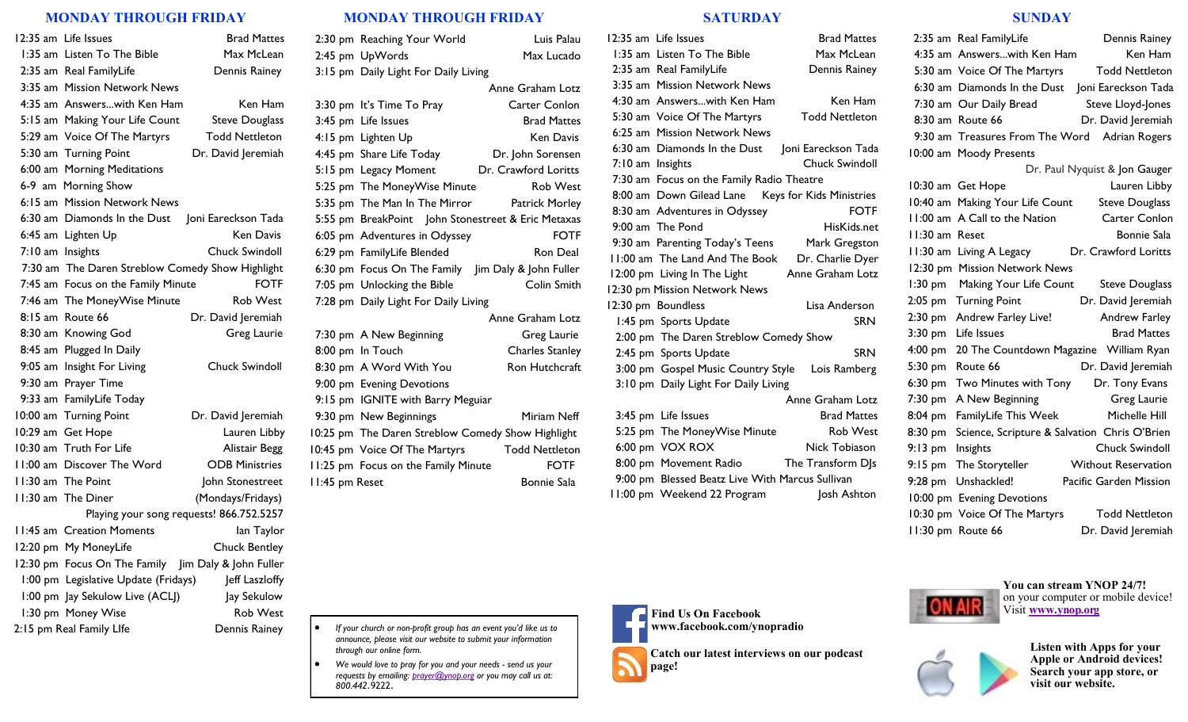## MONDAY THROUGH FRIDAY

| | | |
|---|---|---|
| 12:35 am | Life Issues | Brad Mattes |
| 1:35 am | Listen To The Bible | Max McLean |
| 2:35 am | Real FamilyLife | Dennis Rainey |
| 3:35 am | Mission Network News | |
| 4:35 am | Answers...with Ken Ham | Ken Ham |
| 5:15 am | Making Your Life Count | Steve Douglass |
| 5:29 am | Voice Of The Martyrs | Todd Nettleton |
| 5:30 am | Turning Point | Dr. David Jeremiah |
| 6:00 am | Morning Meditations | |
| 6-9 am | Morning Show | |
| 6:15 am | Mission Network News | |
| 6:30 am | Diamonds In the Dust | Joni Eareckson Tada |
| 6:45 am | Lighten Up | Ken Davis |
| 7:10 am | Insights | Chuck Swindoll |
| 7:30 am | The Daren Streblow Comedy Show Highlight | |
| 7:45 am | Focus on the Family Minute | FOTF |
| 7:46 am | The MoneyWise Minute | Rob West |
| 8:15 am | Route 66 | Dr. David Jeremiah |
| 8:30 am | Knowing God | Greg Laurie |
| 8:45 am | Plugged In Daily | |
| 9:05 am | Insight For Living | Chuck Swindoll |
| 9:30 am | Prayer Time | |
| 9:33 am | FamilyLife Today | |
| 10:00 am | Turning Point | Dr. David Jeremiah |
| 10:29 am | Get Hope | Lauren Libby |
| 10:30 am | Truth For Life | Alistair Begg |
| 11:00 am | Discover The Word | ODB Ministries |
| 11:30 am | The Point | John Stonestreet |
| 11:30 am | The Diner | (Mondays/Fridays) |
| | Playing your song requests! 866.752.5257 | |
| 11:45 am | Creation Moments | Ian Taylor |
| 12:20 pm | My MoneyLife | Chuck Bentley |
| 12:30 pm | Focus On The Family | Jim Daly & John Fuller |
| 1:00 pm | Legislative Update (Fridays) | Jeff Laszloffy |
| 1:00 pm | Jay Sekulow Live (ACLJ) | Jay Sekulow |
| 1:30 pm | Money Wise | Rob West |
| 2:15 pm | Real Family LIfe | Dennis Rainey |

## MONDAY THROUGH FRIDAY

| | | |
|---|---|---|
| 2:30 pm | Reaching Your World | Luis Palau |
| 2:45 pm | UpWords | Max Lucado |
| 3:15 pm | Daily Light For Daily Living | Anne Graham Lotz |
| 3:30 pm | It's Time To Pray | Carter Conlon |
| 3:45 pm | Life Issues | Brad Mattes |
| 4:15 pm | Lighten Up | Ken Davis |
| 4:45 pm | Share Life Today | Dr. John Sorensen |
| 5:15 pm | Legacy Moment | Dr. Crawford Loritts |
| 5:25 pm | The MoneyWise Minute | Rob West |
| 5:35 pm | The Man In The Mirror | Patrick Morley |
| 5:55 pm | BreakPoint | John Stonestreet & Eric Metaxas |
| 6:05 pm | Adventures in Odyssey | FOTF |
| 6:29 pm | FamilyLife Blended | Ron Deal |
| 6:30 pm | Focus On The Family | Jim Daly & John Fuller |
| 7:05 pm | Unlocking the Bible | Colin Smith |
| 7:28 pm | Daily Light For Daily Living | Anne Graham Lotz |
| 7:30 pm | A New Beginning | Greg Laurie |
| 8:00 pm | In Touch | Charles Stanley |
| 8:30 pm | A Word With You | Ron Hutchcraft |
| 9:00 pm | Evening Devotions | |
| 9:15 pm | IGNITE with Barry Meguiar | |
| 9:30 pm | New Beginnings | Miriam Neff |
| 10:25 pm | The Daren Streblow Comedy Show Highlight | |
| 10:45 pm | Voice Of The Martyrs | Todd Nettleton |
| 11:25 pm | Focus on the Family Minute | FOTF |
| 11:45 pm | Reset | Bonnie Sala |

- *If your church or non-profit group has an event you'd like us to announce, please visit our website to submit your information through our online form.*
- *We would love to pray for you and your needs - send us your requests by emailing: prayer@ynop.org or you may call us at: 800.442.9222.*

## SATURDAY

| | | |
|---|---|---|
| 12:35 am | Life Issues | Brad Mattes |
| 1:35 am | Listen To The Bible | Max McLean |
| 2:35 am | Real FamilyLife | Dennis Rainey |
| 3:35 am | Mission Network News | |
| 4:30 am | Answers...with Ken Ham | Ken Ham |
| 5:30 am | Voice Of The Martyrs | Todd Nettleton |
| 6:25 am | Mission Network News | |
| 6:30 am | Diamonds In the Dust | Joni Eareckson Tada |
| 7:10 am | Insights | Chuck Swindoll |
| 7:30 am | Focus on the Family Radio Theatre | |
| 8:00 am | Down Gilead Lane | Keys for Kids Ministries |
| 8:30 am | Adventures in Odyssey | FOTF |
| 9:00 am | The Pond | HisKids.net |
| 9:30 am | Parenting Today's Teens | Mark Gregston |
| 11:00 am | The Land And The Book | Dr. Charlie Dyer |
| 12:00 pm | Living In The Light | Anne Graham Lotz |
| 12:30 pm | Mission Network News | |
| 12:30 pm | Boundless | Lisa Anderson |
| 1:45 pm | Sports Update | SRN |
| 2:00 pm | The Daren Streblow Comedy Show | |
| 2:45 pm | Sports Update | SRN |
| 3:00 pm | Gospel Music Country Style | Lois Ramberg |
| 3:10 pm | Daily Light For Daily Living | Anne Graham Lotz |
| 3:45 pm | Life Issues | Brad Mattes |
| 5:25 pm | The MoneyWise Minute | Rob West |
| 6:00 pm | VOX ROX | Nick Tobiason |
| 8:00 pm | Movement Radio | The Transform DJs |
| 9:00 pm | Blessed Beatz Live With Marcus Sullivan | |
| 11:00 pm | Weekend 22 Program | Josh Ashton |

**Find Us On Facebook**
**www.facebook.com/ynopradio**

**Catch our latest interviews on our podcast page!**

## SUNDAY

| | | |
|---|---|---|
| 2:35 am | Real FamilyLife | Dennis Rainey |
| 4:35 am | Answers...with Ken Ham | Ken Ham |
| 5:30 am | Voice Of The Martyrs | Todd Nettleton |
| 6:30 am | Diamonds In the Dust | Joni Eareckson Tada |
| 7:30 am | Our Daily Bread | Steve Lloyd-Jones |
| 8:30 am | Route 66 | Dr. David Jeremiah |
| 9:30 am | Treasures From The Word | Adrian Rogers |
| 10:00 am | Moody Presents | Dr. Paul Nyquist & Jon Gauger |
| 10:30 am | Get Hope | Lauren Libby |
| 10:40 am | Making Your Life Count | Steve Douglass |
| 11:00 am | A Call to the Nation | Carter Conlon |
| 11:30 am | Reset | Bonnie Sala |
| 11:30 am | Living A Legacy | Dr. Crawford Loritts |
| 12:30 pm | Mission Network News | |
| 1:30 pm | Making Your Life Count | Steve Douglass |
| 2:05 pm | Turning Point | Dr. David Jeremiah |
| 2:30 pm | Andrew Farley Live! | Andrew Farley |
| 3:30 pm | Life Issues | Brad Mattes |
| 4:00 pm | 20 The Countdown Magazine | William Ryan |
| 5:30 pm | Route 66 | Dr. David Jeremiah |
| 6:30 pm | Two Minutes with Tony | Dr. Tony Evans |
| 7:30 pm | A New Beginning | Greg Laurie |
| 8:04 pm | FamilyLife This Week | Michelle Hill |
| 8:30 pm | Science, Scripture & Salvation | Chris O'Brien |
| 9:13 pm | Insights | Chuck Swindoll |
| 9:15 pm | The Storyteller | Without Reservation |
| 9:28 pm | Unshackled! | Pacific Garden Mission |
| 10:00 pm | Evening Devotions | |
| 10:30 pm | Voice Of The Martyrs | Todd Nettleton |
| 11:30 pm | Route 66 | Dr. David Jeremiah |

ON AIR

**You can stream YNOP 24/7!** on your computer or mobile device! Visit **www.ynop.org**

**Listen with Apps for your Apple or Android devices! Search your app store, or visit our website.**